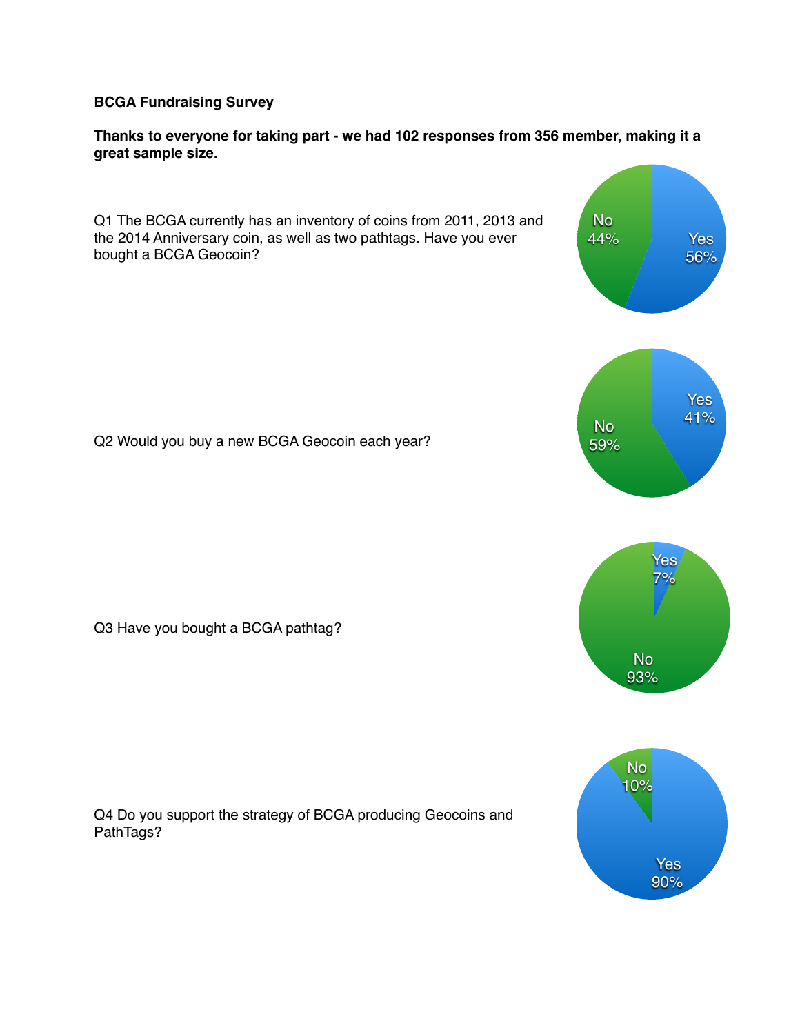**BCGA Fundraising Survey**

**Thanks to everyone for taking part - we had 102 responses from 356 member, making it a great sample size.**

Q1 The BCGA currently has an inventory of coins from 2011, 2013 and the 2014 Anniversary coin, as well as two pathtags. Have you ever bought a BCGA Geocoin?

No 44%
Yes 56%

Q2 Would you buy a new BCGA Geocoin each year?

Yes 41%
No 59%

Q3 Have you bought a BCGA pathtag?

Yes 7%
No 93%

Q4 Do you support the strategy of BCGA producing Geocoins and PathTags?

No 10%
Yes 90%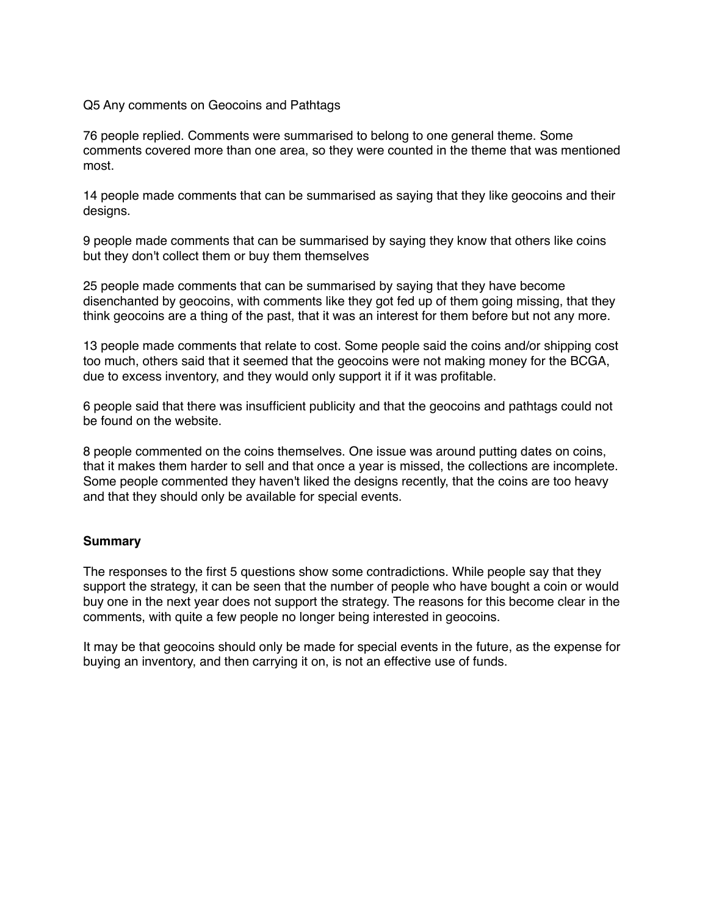Q5 Any comments on Geocoins and Pathtags

76 people replied. Comments were summarised to belong to one general theme. Some comments covered more than one area, so they were counted in the theme that was mentioned most.

14 people made comments that can be summarised as saying that they like geocoins and their designs.

9 people made comments that can be summarised by saying they know that others like coins but they don't collect them or buy them themselves

25 people made comments that can be summarised by saying that they have become disenchanted by geocoins, with comments like they got fed up of them going missing, that they think geocoins are a thing of the past, that it was an interest for them before but not any more.

13 people made comments that relate to cost. Some people said the coins and/or shipping cost too much, others said that it seemed that the geocoins were not making money for the BCGA, due to excess inventory, and they would only support it if it was profitable.

6 people said that there was insufficient publicity and that the geocoins and pathtags could not be found on the website.

8 people commented on the coins themselves. One issue was around putting dates on coins, that it makes them harder to sell and that once a year is missed, the collections are incomplete. Some people commented they haven't liked the designs recently, that the coins are too heavy and that they should only be available for special events.

**Summary**

The responses to the first 5 questions show some contradictions. While people say that they support the strategy, it can be seen that the number of people who have bought a coin or would buy one in the next year does not support the strategy. The reasons for this become clear in the comments, with quite a few people no longer being interested in geocoins.

It may be that geocoins should only be made for special events in the future, as the expense for buying an inventory, and then carrying it on, is not an effective use of funds.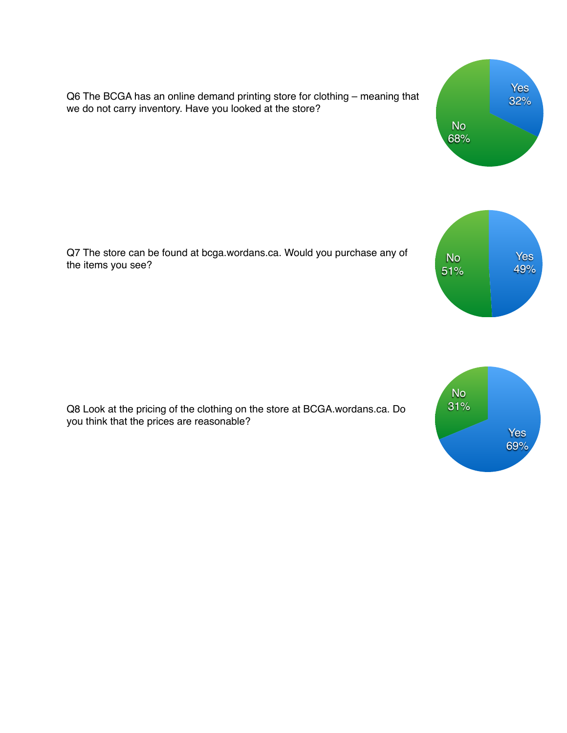Q6 The BCGA has an online demand printing store for clothing – meaning that we do not carry inventory. Have you looked at the store?

Yes 32%
No 68%

Q7 The store can be found at bcga.wordans.ca. Would you purchase any of the items you see?

No 51%
Yes 49%

Q8 Look at the pricing of the clothing on the store at BCGA.wordans.ca. Do you think that the prices are reasonable?

No 31%
Yes 69%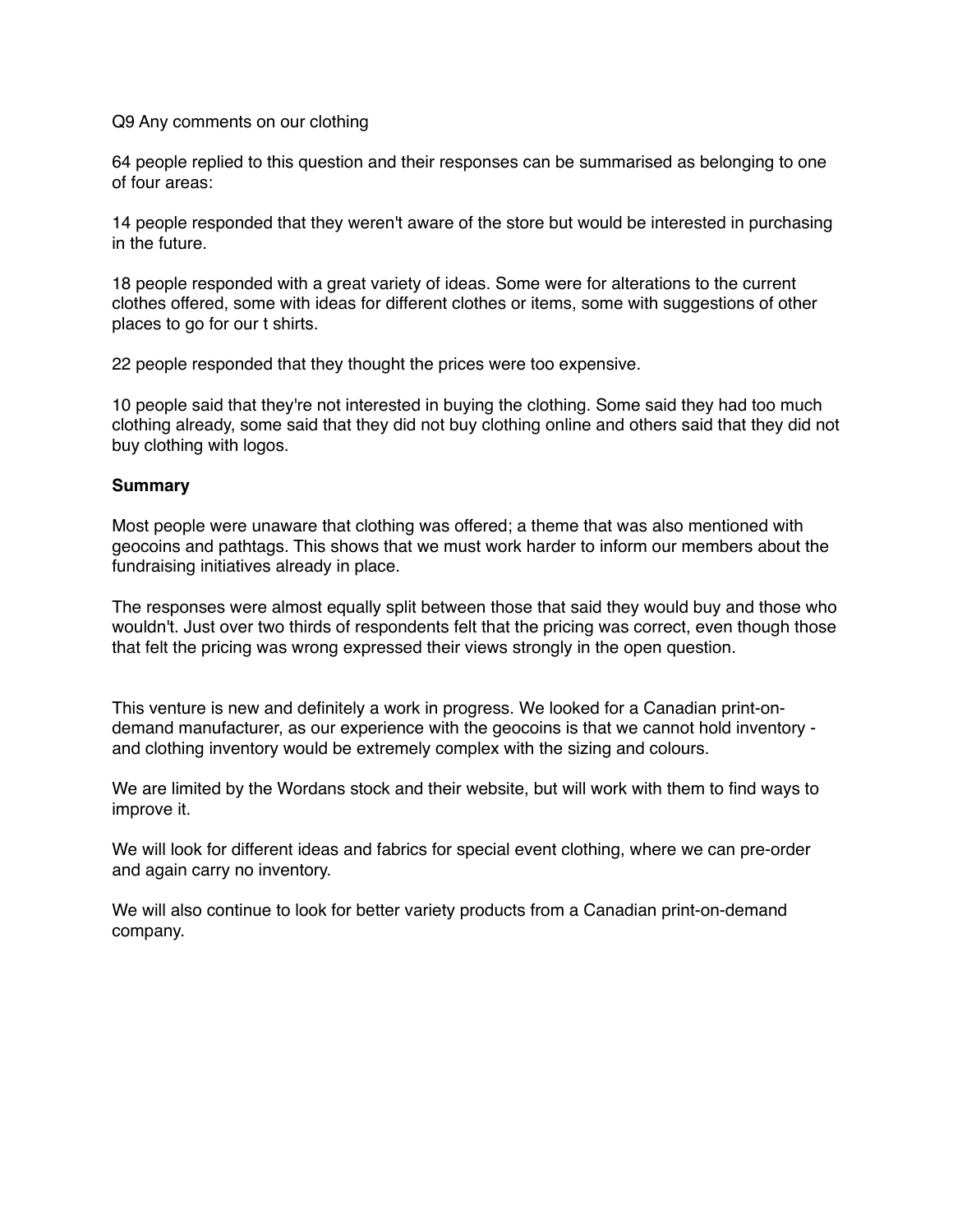Q9 Any comments on our clothing

64 people replied to this question and their responses can be summarised as belonging to one of four areas:

14 people responded that they weren't aware of the store but would be interested in purchasing in the future.

18 people responded with a great variety of ideas. Some were for alterations to the current clothes offered, some with ideas for different clothes or items, some with suggestions of other places to go for our t shirts.

22 people responded that they thought the prices were too expensive.

10 people said that they're not interested in buying the clothing. Some said they had too much clothing already, some said that they did not buy clothing online and others said that they did not buy clothing with logos.

**Summary**

Most people were unaware that clothing was offered; a theme that was also mentioned with geocoins and pathtags. This shows that we must work harder to inform our members about the fundraising initiatives already in place.

The responses were almost equally split between those that said they would buy and those who wouldn't. Just over two thirds of respondents felt that the pricing was correct, even though those that felt the pricing was wrong expressed their views strongly in the open question.

This venture is new and definitely a work in progress. We looked for a Canadian print-on-demand manufacturer, as our experience with the geocoins is that we cannot hold inventory - and clothing inventory would be extremely complex with the sizing and colours.

We are limited by the Wordans stock and their website, but will work with them to find ways to improve it.

We will look for different ideas and fabrics for special event clothing, where we can pre-order and again carry no inventory.

We will also continue to look for better variety products from a Canadian print-on-demand company.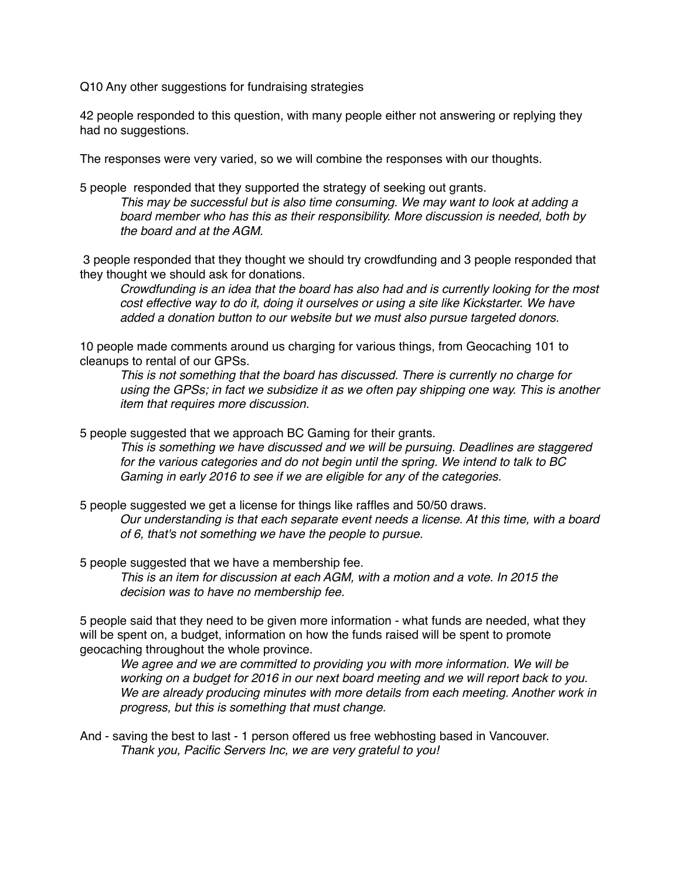Q10 Any other suggestions for fundraising strategies

42 people responded to this question, with many people either not answering or replying they had no suggestions.

The responses were very varied, so we will combine the responses with our thoughts.

5 people responded that they supported the strategy of seeking out grants.

*This may be successful but is also time consuming. We may want to look at adding a board member who has this as their responsibility. More discussion is needed, both by the board and at the AGM.*

3 people responded that they thought we should try crowdfunding and 3 people responded that they thought we should ask for donations.

*Crowdfunding is an idea that the board has also had and is currently looking for the most cost effective way to do it, doing it ourselves or using a site like Kickstarter. We have added a donation button to our website but we must also pursue targeted donors.*

10 people made comments around us charging for various things, from Geocaching 101 to cleanups to rental of our GPSs.

*This is not something that the board has discussed. There is currently no charge for using the GPSs; in fact we subsidize it as we often pay shipping one way. This is another item that requires more discussion.*

5 people suggested that we approach BC Gaming for their grants.

*This is something we have discussed and we will be pursuing. Deadlines are staggered for the various categories and do not begin until the spring. We intend to talk to BC Gaming in early 2016 to see if we are eligible for any of the categories.*

5 people suggested we get a license for things like raffles and 50/50 draws.

*Our understanding is that each separate event needs a license. At this time, with a board of 6, that's not something we have the people to pursue.*

5 people suggested that we have a membership fee.

*This is an item for discussion at each AGM, with a motion and a vote. In 2015 the decision was to have no membership fee.*

5 people said that they need to be given more information - what funds are needed, what they will be spent on, a budget, information on how the funds raised will be spent to promote geocaching throughout the whole province.

*We agree and we are committed to providing you with more information. We will be working on a budget for 2016 in our next board meeting and we will report back to you. We are already producing minutes with more details from each meeting. Another work in progress, but this is something that must change.*

And - saving the best to last - 1 person offered us free webhosting based in Vancouver.

*Thank you, Pacific Servers Inc, we are very grateful to you!*